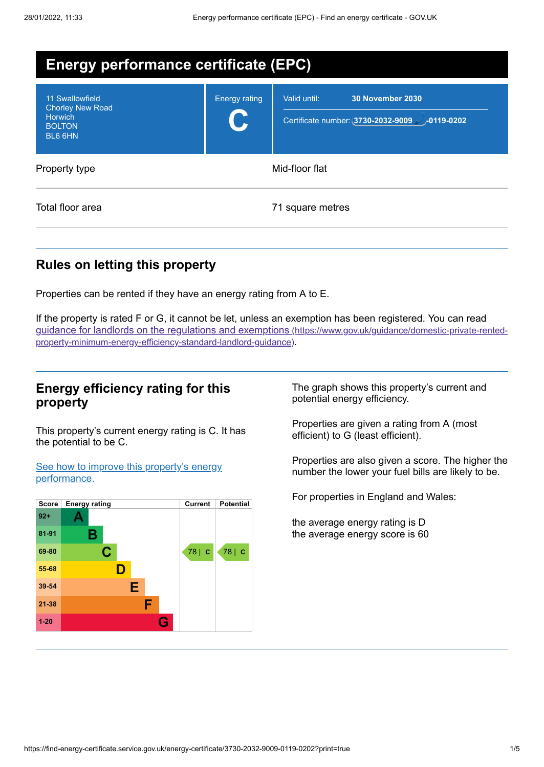# Energy performance certificate (EPC)

| | | |
|---|---|---|
| 11 Swallowfield<br>Chorley New Road<br>Horwich<br>BOLTON<br>BL6 6HN | Energy rating<br>**C** | Valid until: **30 November 2030**<br>Certificate number: **3730-2032-9009-0119-0202** |

| | |
|---|---|
| Property type | Mid-floor flat |
| Total floor area | 71 square metres |

## Rules on letting this property

Properties can be rented if they have an energy rating from A to E.

If the property is rated F or G, it cannot be let, unless an exemption has been registered. You can read [guidance for landlords on the regulations and exemptions](https://www.gov.uk/guidance/domestic-private-rented-property-minimum-energy-efficiency-standard-landlord-guidance) (https://www.gov.uk/guidance/domestic-private-rented-property-minimum-energy-efficiency-standard-landlord-guidance).

## Energy efficiency rating for this property

This property's current energy rating is C. It has the potential to be C.

[See how to improve this property's energy performance.]()

| Score | Energy rating | Current | Potential |
|---|---|---|---|
| 92+ | A | | |
| 81-91 | B | | |
| 69-80 | C | 78 \| C | 78 \| C |
| 55-68 | D | | |
| 39-54 | E | | |
| 21-38 | F | | |
| 1-20 | G | | |

The graph shows this property's current and potential energy efficiency.

Properties are given a rating from A (most efficient) to G (least efficient).

Properties are also given a score. The higher the number the lower your fuel bills are likely to be.

For properties in England and Wales:

the average energy rating is D
the average energy score is 60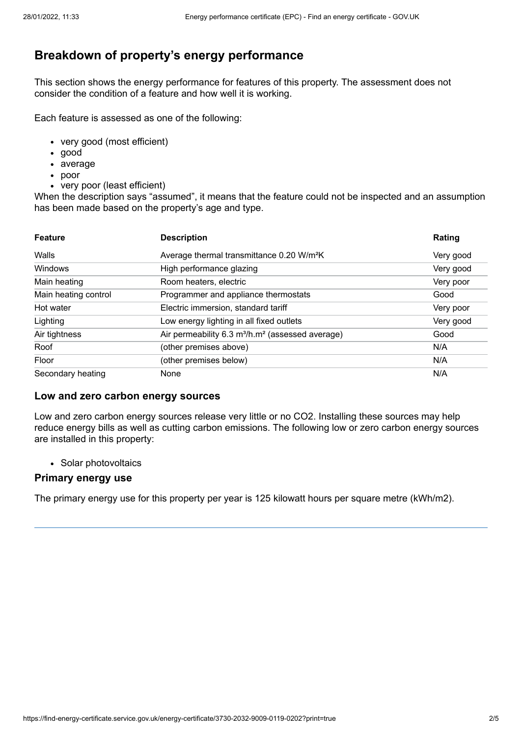## Breakdown of property's energy performance

This section shows the energy performance for features of this property. The assessment does not consider the condition of a feature and how well it is working.

Each feature is assessed as one of the following:

- very good (most efficient)
- good
- average
- poor
- very poor (least efficient)

When the description says "assumed", it means that the feature could not be inspected and an assumption has been made based on the property's age and type.

| Feature | Description | Rating |
|---|---|---|
| Walls | Average thermal transmittance 0.20 W/m²K | Very good |
| Windows | High performance glazing | Very good |
| Main heating | Room heaters, electric | Very poor |
| Main heating control | Programmer and appliance thermostats | Good |
| Hot water | Electric immersion, standard tariff | Very poor |
| Lighting | Low energy lighting in all fixed outlets | Very good |
| Air tightness | Air permeability 6.3 m³/h.m² (assessed average) | Good |
| Roof | (other premises above) | N/A |
| Floor | (other premises below) | N/A |
| Secondary heating | None | N/A |

### Low and zero carbon energy sources

Low and zero carbon energy sources release very little or no $CO_2$. Installing these sources may help reduce energy bills as well as cutting carbon emissions. The following low or zero carbon energy sources are installed in this property:

- Solar photovoltaics

### Primary energy use

The primary energy use for this property per year is 125 kilowatt hours per square metre (kWh/m2).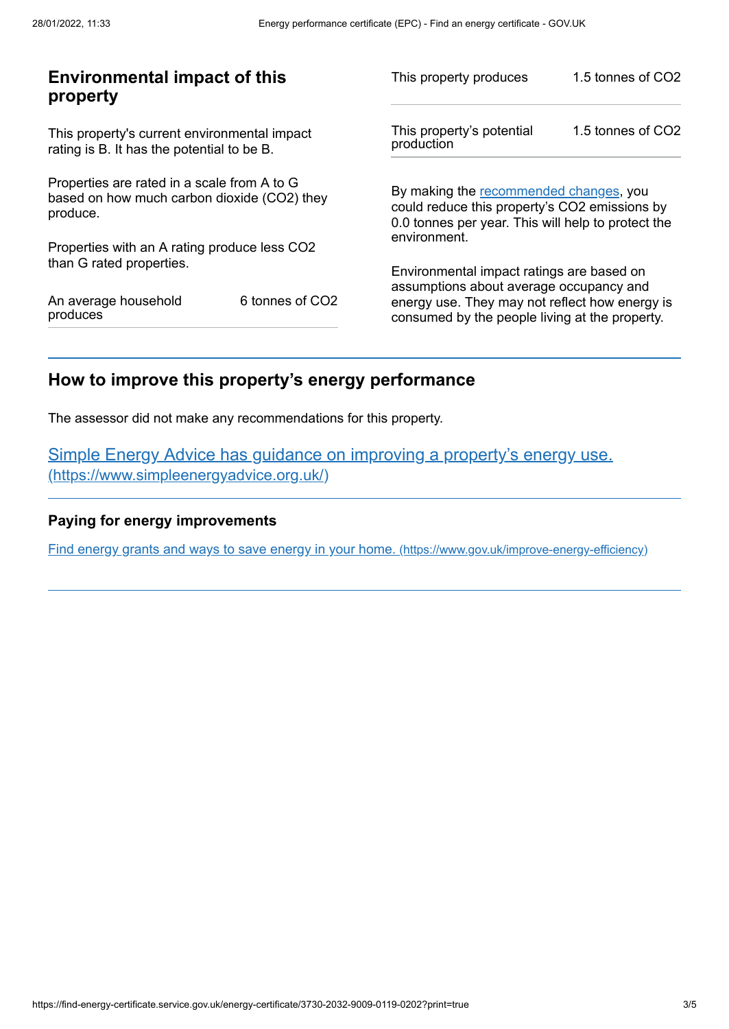## Environmental impact of this property

This property's current environmental impact rating is B. It has the potential to be B.

Properties are rated in a scale from A to G based on how much carbon dioxide ($CO_2$) they produce.

Properties with an A rating produce less $CO_2$ than G rated properties.

| | |
|---|---|
| An average household produces | 6 tonnes of $CO_2$ |

| | |
|---|---|
| This property produces | 1.5 tonnes of $CO_2$ |
| This property's potential production | 1.5 tonnes of $CO_2$ |

By making the recommended changes, you could reduce this property's $CO_2$ emissions by 0.0 tonnes per year. This will help to protect the environment.

Environmental impact ratings are based on assumptions about average occupancy and energy use. They may not reflect how energy is consumed by the people living at the property.

## How to improve this property's energy performance

The assessor did not make any recommendations for this property.

[Simple Energy Advice has guidance on improving a property's energy use. (https://www.simpleenergyadvice.org.uk/)](https://www.simpleenergyadvice.org.uk/)

### Paying for energy improvements

[Find energy grants and ways to save energy in your home. (https://www.gov.uk/improve-energy-efficiency)](https://www.gov.uk/improve-energy-efficiency)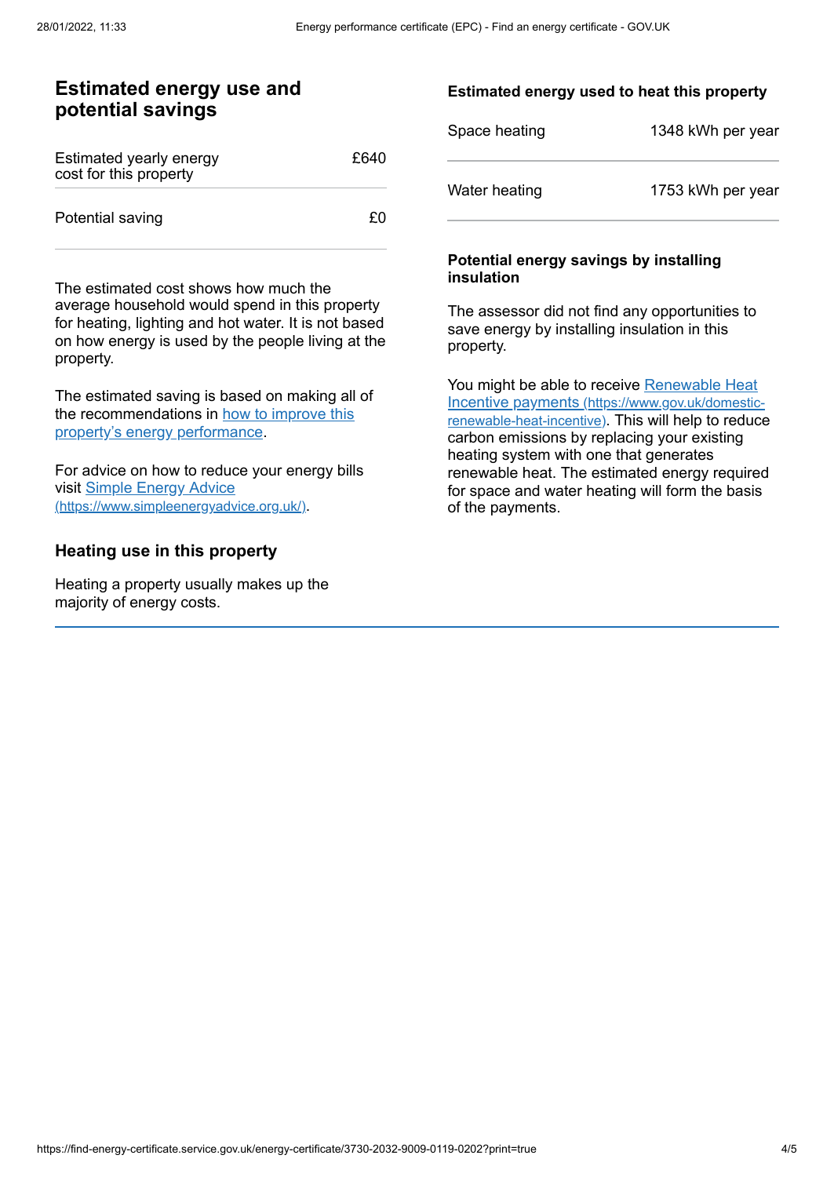## Estimated energy use and potential savings

| | |
|---|---|
| Estimated yearly energy cost for this property | £640 |
| Potential saving | £0 |

The estimated cost shows how much the average household would spend in this property for heating, lighting and hot water. It is not based on how energy is used by the people living at the property.

The estimated saving is based on making all of the recommendations in [how to improve this property's energy performance](#).

For advice on how to reduce your energy bills visit [Simple Energy Advice (https://www.simpleenergyadvice.org.uk/)](https://www.simpleenergyadvice.org.uk/).

## Heating use in this property

Heating a property usually makes up the majority of energy costs.

### Estimated energy used to heat this property

| | |
|---|---|
| Space heating | 1348 kWh per year |
| Water heating | 1753 kWh per year |

### Potential energy savings by installing insulation

The assessor did not find any opportunities to save energy by installing insulation in this property.

You might be able to receive [Renewable Heat Incentive payments (https://www.gov.uk/domestic-renewable-heat-incentive)](https://www.gov.uk/domestic-renewable-heat-incentive). This will help to reduce carbon emissions by replacing your existing heating system with one that generates renewable heat. The estimated energy required for space and water heating will form the basis of the payments.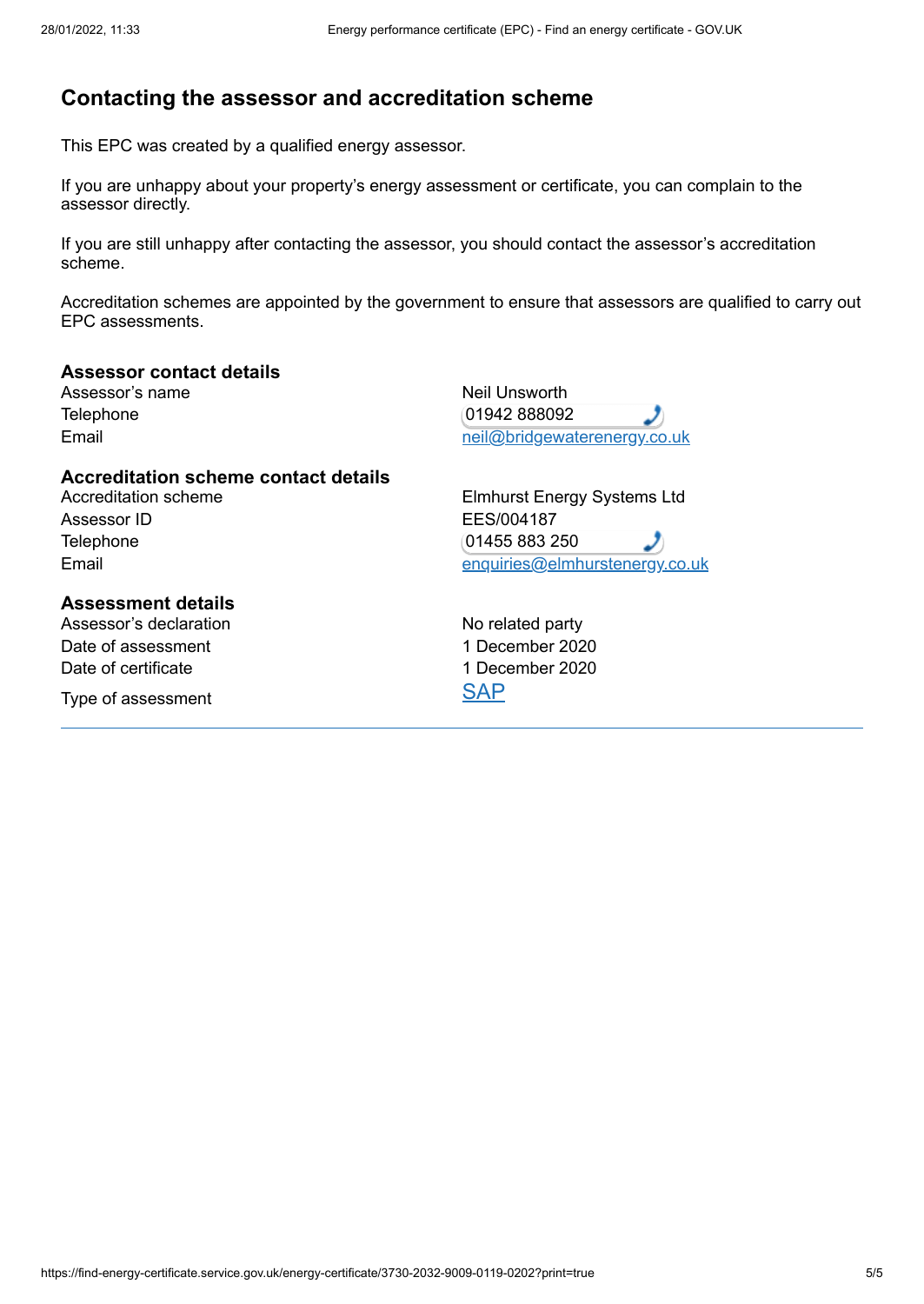## Contacting the assessor and accreditation scheme

This EPC was created by a qualified energy assessor.

If you are unhappy about your property's energy assessment or certificate, you can complain to the assessor directly.

If you are still unhappy after contacting the assessor, you should contact the assessor's accreditation scheme.

Accreditation schemes are appointed by the government to ensure that assessors are qualified to carry out EPC assessments.

### Assessor contact details

| | |
|---|---|
| Assessor's name | Neil Unsworth |
| Telephone | 01942 888092 |
| Email | neil@bridgewaterenergy.co.uk |

### Accreditation scheme contact details

| | |
|---|---|
| Accreditation scheme | Elmhurst Energy Systems Ltd |
| Assessor ID | EES/004187 |
| Telephone | 01455 883 250 |
| Email | enquiries@elmhurstenergy.co.uk |

### Assessment details

| | |
|---|---|
| Assessor's declaration | No related party |
| Date of assessment | 1 December 2020 |
| Date of certificate | 1 December 2020 |
| Type of assessment | SAP |